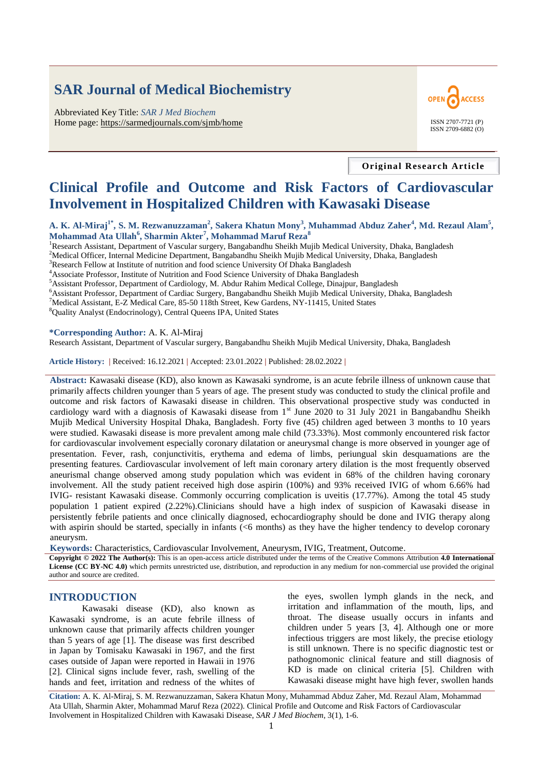# SAR Journal of Medical Biochemistry

Abbreviated Key Title: *SAR J Med Biochem*
Home page: https://sarmedjournals.com/sjmb/home

OPEN ACCESS

ISSN 2707-7721 (P)
ISSN 2709-6882 (O)

**Original Research Article**

# Clinical Profile and Outcome and Risk Factors of Cardiovascular Involvement in Hospitalized Children with Kawasaki Disease

**A. K. Al-Miraj[1*], S. M. Rezwanuzzaman[2], Sakera Khatun Mony[3], Muhammad Abduz Zaher[4], Md. Rezaul Alam[5], Mohammad Ata Ullah[6], Sharmin Akter[7], Mohammad Maruf Reza[8]**

[1]Research Assistant, Department of Vascular surgery, Bangabandhu Sheikh Mujib Medical University, Dhaka, Bangladesh
[2]Medical Officer, Internal Medicine Department, Bangabandhu Sheikh Mujib Medical University, Dhaka, Bangladesh
[3]Research Fellow at Institute of nutrition and food science University Of Dhaka Bangladesh
[4]Associate Professor, Institute of Nutrition and Food Science University of Dhaka Bangladesh
[5]Assistant Professor, Department of Cardiology, M. Abdur Rahim Medical College, Dinajpur, Bangladesh
[6]Assistant Professor, Department of Cardiac Surgery, Bangabandhu Sheikh Mujib Medical University, Dhaka, Bangladesh
[7]Medical Assistant, E-Z Medical Care, 85-50 118th Street, Kew Gardens, NY-11415, United States
[8]Quality Analyst (Endocrinology), Central Queens IPA, United States

**\*Corresponding Author:** A. K. Al-Miraj
Research Assistant, Department of Vascular surgery, Bangabandhu Sheikh Mujib Medical University, Dhaka, Bangladesh

**Article History:** | Received: 16.12.2021 | Accepted: 23.01.2022 | Published: 28.02.2022 |

**Abstract:** Kawasaki disease (KD), also known as Kawasaki syndrome, is an acute febrile illness of unknown cause that primarily affects children younger than 5 years of age. The present study was conducted to study the clinical profile and outcome and risk factors of Kawasaki disease in children. This observational prospective study was conducted in cardiology ward with a diagnosis of Kawasaki disease from 1st June 2020 to 31 July 2021 in Bangabandhu Sheikh Mujib Medical University Hospital Dhaka, Bangladesh. Forty five (45) children aged between 3 months to 10 years were studied. Kawasaki disease is more prevalent among male child (73.33%). Most commonly encountered risk factor for cardiovascular involvement especially coronary dilatation or aneurysmal change is more observed in younger age of presentation. Fever, rash, conjunctivitis, erythema and edema of limbs, periungual skin desquamations are the presenting features. Cardiovascular involvement of left main coronary artery dilation is the most frequently observed aneurismal change observed among study population which was evident in 68% of the children having coronary involvement. All the study patient received high dose aspirin (100%) and 93% received IVIG of whom 6.66% had IVIG- resistant Kawasaki disease. Commonly occurring complication is uveitis (17.77%). Among the total 45 study population 1 patient expired (2.22%).Clinicians should have a high index of suspicion of Kawasaki disease in persistently febrile patients and once clinically diagnosed, echocardiography should be done and IVIG therapy along with aspirin should be started, specially in infants (<6 months) as they have the higher tendency to develop coronary aneurysm.

**Keywords:** Characteristics, Cardiovascular Involvement, Aneurysm, IVIG, Treatment, Outcome.

**Copyright © 2022 The Author(s):** This is an open-access article distributed under the terms of the Creative Commons Attribution **4.0 International License (CC BY-NC 4.0)** which permits unrestricted use, distribution, and reproduction in any medium for non-commercial use provided the original author and source are credited.

## INTRODUCTION

Kawasaki disease (KD), also known as Kawasaki syndrome, is an acute febrile illness of unknown cause that primarily affects children younger than 5 years of age [1]. The disease was first described in Japan by Tomisaku Kawasaki in 1967, and the first cases outside of Japan were reported in Hawaii in 1976 [2]. Clinical signs include fever, rash, swelling of the hands and feet, irritation and redness of the whites of the eyes, swollen lymph glands in the neck, and irritation and inflammation of the mouth, lips, and throat. The disease usually occurs in infants and children under 5 years [3, 4]. Although one or more infectious triggers are most likely, the precise etiology is still unknown. There is no specific diagnostic test or pathognomonic clinical feature and still diagnosis of KD is made on clinical criteria [5]. Children with Kawasaki disease might have high fever, swollen hands

**Citation:** A. K. Al-Miraj, S. M. Rezwanuzzaman, Sakera Khatun Mony, Muhammad Abduz Zaher, Md. Rezaul Alam, Mohammad Ata Ullah, Sharmin Akter, Mohammad Maruf Reza (2022). Clinical Profile and Outcome and Risk Factors of Cardiovascular Involvement in Hospitalized Children with Kawasaki Disease, *SAR J Med Biochem*, 3(1), 1-6.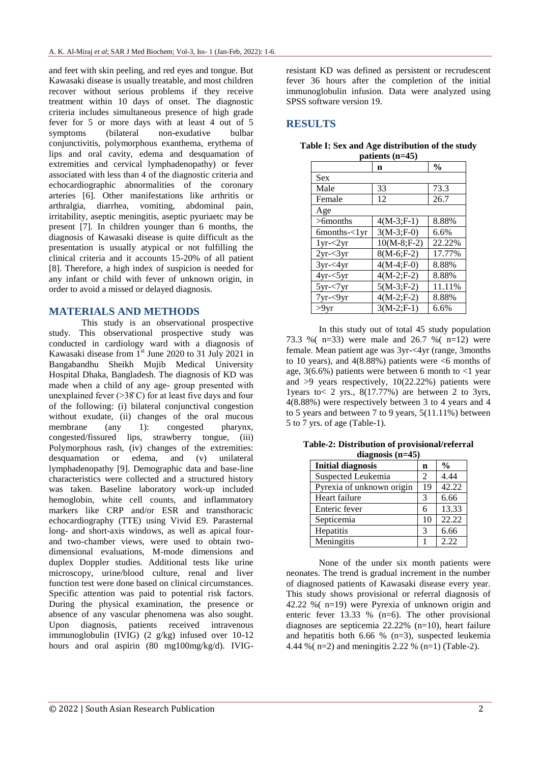and feet with skin peeling, and red eyes and tongue. But Kawasaki disease is usually treatable, and most children recover without serious problems if they receive treatment within 10 days of onset. The diagnostic criteria includes simultaneous presence of high grade fever for 5 or more days with at least 4 out of 5 symptoms (bilateral non-exudative bulbar conjunctivitis, polymorphous exanthema, erythema of lips and oral cavity, edema and desquamation of extremities and cervical lymphadenopathy) or fever associated with less than 4 of the diagnostic criteria and echocardiographic abnormalities of the coronary arteries [6]. Other manifestations like arthritis or arthralgia, diarrhea, vomiting, abdominal pain, irritability, aseptic meningitis, aseptic pyuriaetc may be present [7]. In children younger than 6 months, the diagnosis of Kawasaki disease is quite difficult as the presentation is usually atypical or not fulfilling the clinical criteria and it accounts 15-20% of all patient [8]. Therefore, a high index of suspicion is needed for any infant or child with fever of unknown origin, in order to avoid a missed or delayed diagnosis.

## MATERIALS AND METHODS

This study is an observational prospective study. This observational prospective study was conducted in cardiology ward with a diagnosis of Kawasaki disease from 1st June 2020 to 31 July 2021 in Bangabandhu Sheikh Mujib Medical University Hospital Dhaka, Bangladesh. The diagnosis of KD was made when a child of any age- group presented with unexplained fever (>38°C) for at least five days and four of the following: (i) bilateral conjunctival congestion without exudate, (ii) changes of the oral mucous membrane (any 1): congested pharynx, congested/fissured lips, strawberry tongue, (iii) Polymorphous rash, (iv) changes of the extremities: desquamation or edema, and (v) unilateral lymphadenopathy [9]. Demographic data and base-line characteristics were collected and a structured history was taken. Baseline laboratory work-up included hemoglobin, white cell counts, and inflammatory markers like CRP and/or ESR and transthoracic echocardiography (TTE) using Vivid E9. Parasternal long- and short-axis windows, as well as apical four- and two-chamber views, were used to obtain two-dimensional evaluations, M-mode dimensions and duplex Doppler studies. Additional tests like urine microscopy, urine/blood culture, renal and liver function test were done based on clinical circumstances. Specific attention was paid to potential risk factors. During the physical examination, the presence or absence of any vascular phenomena was also sought. Upon diagnosis, patients received intravenous immunoglobulin (IVIG) (2 g/kg) infused over 10-12 hours and oral aspirin (80 mg100mg/kg/d). IVIG-resistant KD was defined as persistent or recrudescent fever 36 hours after the completion of the initial immunoglobulin infusion. Data were analyzed using SPSS software version 19.

## RESULTS

**Table I: Sex and Age distribution of the study patients (n=45)**

| | n | % |
|---|---|---|
| Sex | | |
| Male | 33 | 73.3 |
| Female | 12 | 26.7 |
| Age | | |
| >6months | 4(M-3;F-1) | 8.88% |
| 6months-<1yr | 3(M-3;F-0) | 6.6% |
| 1yr-<2yr | 10(M-8;F-2) | 22.22% |
| 2yr-<3yr | 8(M-6;F-2) | 17.77% |
| 3yr-<4yr | 4(M-4;F-0) | 8.88% |
| 4yr-<5yr | 4(M-2;F-2) | 8.88% |
| 5yr-<7yr | 5(M-3;F-2) | 11.11% |
| 7yr-<9yr | 4(M-2;F-2) | 8.88% |
| >9yr | 3(M-2;F-1) | 6.6% |

In this study out of total 45 study population 73.3 %( n=33) were male and 26.7 %( n=12) were female. Mean patient age was 3yr-<4yr (range, 3months to 10 years), and 4(8.88%) patients were <6 months of age, 3(6.6%) patients were between 6 month to <1 year and >9 years respectively, 10(22.22%) patients were 1years to< 2 yrs., 8(17.77%) are between 2 to 3yrs, 4(8.88%) were respectively between 3 to 4 years and 4 to 5 years and between 7 to 9 years, 5(11.11%) between 5 to 7 yrs. of age (Table-1).

**Table-2: Distribution of provisional/referral diagnosis (n=45)**

| Initial diagnosis | n | % |
|---|---|---|
| Suspected Leukemia | 2 | 4.44 |
| Pyrexia of unknown origin | 19 | 42.22 |
| Heart failure | 3 | 6.66 |
| Enteric fever | 6 | 13.33 |
| Septicemia | 10 | 22.22 |
| Hepatitis | 3 | 6.66 |
| Meningitis | 1 | 2.22 |

None of the under six month patients were neonates. The trend is gradual increment in the number of diagnosed patients of Kawasaki disease every year. This study shows provisional or referral diagnosis of 42.22 %( n=19) were Pyrexia of unknown origin and enteric fever 13.33 % (n=6). The other provisional diagnoses are septicemia 22.22% (n=10), heart failure and hepatitis both 6.66 % (n=3), suspected leukemia 4.44 %( n=2) and meningitis 2.22 % (n=1) (Table-2).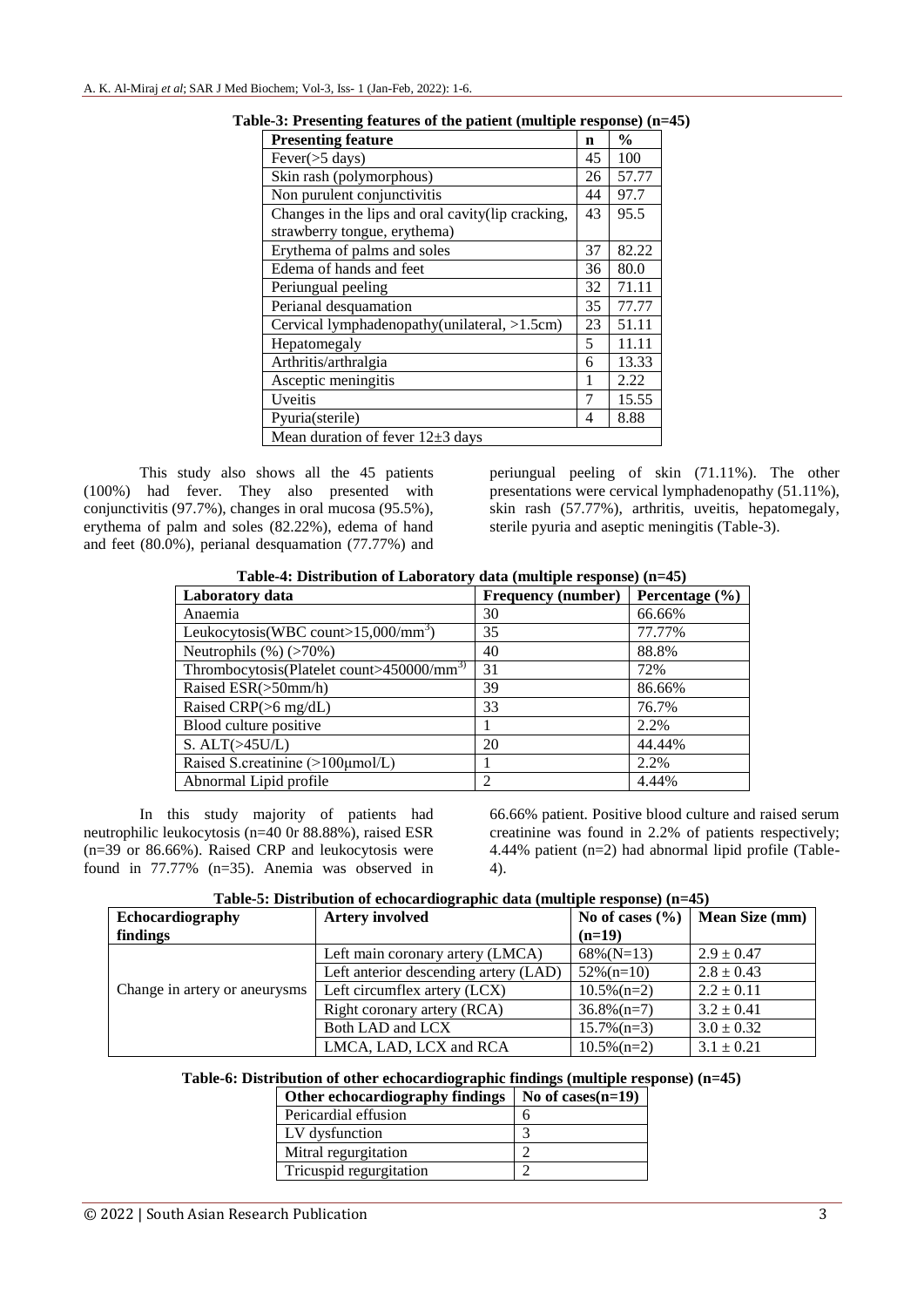**Table-3: Presenting features of the patient (multiple response) (n=45)**

| Presenting feature | n | % |
|---|---|---|
| Fever(>5 days) | 45 | 100 |
| Skin rash (polymorphous) | 26 | 57.77 |
| Non purulent conjunctivitis | 44 | 97.7 |
| Changes in the lips and oral cavity(lip cracking, strawberry tongue, erythema) | 43 | 95.5 |
| Erythema of palms and soles | 37 | 82.22 |
| Edema of hands and feet | 36 | 80.0 |
| Periungual peeling | 32 | 71.11 |
| Perianal desquamation | 35 | 77.77 |
| Cervical lymphadenopathy(unilateral, >1.5cm) | 23 | 51.11 |
| Hepatomegaly | 5 | 11.11 |
| Arthritis/arthralgia | 6 | 13.33 |
| Asceptic meningitis | 1 | 2.22 |
| Uveitis | 7 | 15.55 |
| Pyuria(sterile) | 4 | 8.88 |
| Mean duration of fever 12±3 days | | |

This study also shows all the 45 patients (100%) had fever. They also presented with conjunctivitis (97.7%), changes in oral mucosa (95.5%), erythema of palm and soles (82.22%), edema of hand and feet (80.0%), perianal desquamation (77.77%) and periungual peeling of skin (71.11%). The other presentations were cervical lymphadenopathy (51.11%), skin rash (57.77%), arthritis, uveitis, hepatomegaly, sterile pyuria and aseptic meningitis (Table-3).

**Table-4: Distribution of Laboratory data (multiple response) (n=45)**

| Laboratory data | Frequency (number) | Percentage (%) |
|---|---|---|
| Anaemia | 30 | 66.66% |
| Leukocytosis(WBC count>15,000/mm$^3$) | 35 | 77.77% |
| Neutrophils (%) (>70%) | 40 | 88.8% |
| Thrombocytosis(Platelet count>450000/mm$^3$) | 31 | 72% |
| Raised ESR(>50mm/h) | 39 | 86.66% |
| Raised CRP(>6 mg/dL) | 33 | 76.7% |
| Blood culture positive | 1 | 2.2% |
| S. ALT(>45U/L) | 20 | 44.44% |
| Raised S.creatinine (>100μmol/L) | 1 | 2.2% |
| Abnormal Lipid profile | 2 | 4.44% |

In this study majority of patients had neutrophilic leukocytosis (n=40 0r 88.88%), raised ESR (n=39 or 86.66%). Raised CRP and leukocytosis were found in 77.77% (n=35). Anemia was observed in 66.66% patient. Positive blood culture and raised serum creatinine was found in 2.2% of patients respectively; 4.44% patient (n=2) had abnormal lipid profile (Table-4).

**Table-5: Distribution of echocardiographic data (multiple response) (n=45)**

| Echocardiography findings | Artery involved | No of cases (%) (n=19) | Mean Size (mm) |
|---|---|---|---|
| Change in artery or aneurysms | Left main coronary artery (LMCA) | 68%(N=13) | 2.9 ± 0.47 |
| | Left anterior descending artery (LAD) | 52%(n=10) | 2.8 ± 0.43 |
| | Left circumflex artery (LCX) | 10.5%(n=2) | 2.2 ± 0.11 |
| | Right coronary artery (RCA) | 36.8%(n=7) | 3.2 ± 0.41 |
| | Both LAD and LCX | 15.7%(n=3) | 3.0 ± 0.32 |
| | LMCA, LAD, LCX and RCA | 10.5%(n=2) | 3.1 ± 0.21 |

**Table-6: Distribution of other echocardiographic findings (multiple response) (n=45)**

| Other echocardiography findings | No of cases(n=19) |
|---|---|
| Pericardial effusion | 6 |
| LV dysfunction | 3 |
| Mitral regurgitation | 2 |
| Tricuspid regurgitation | 2 |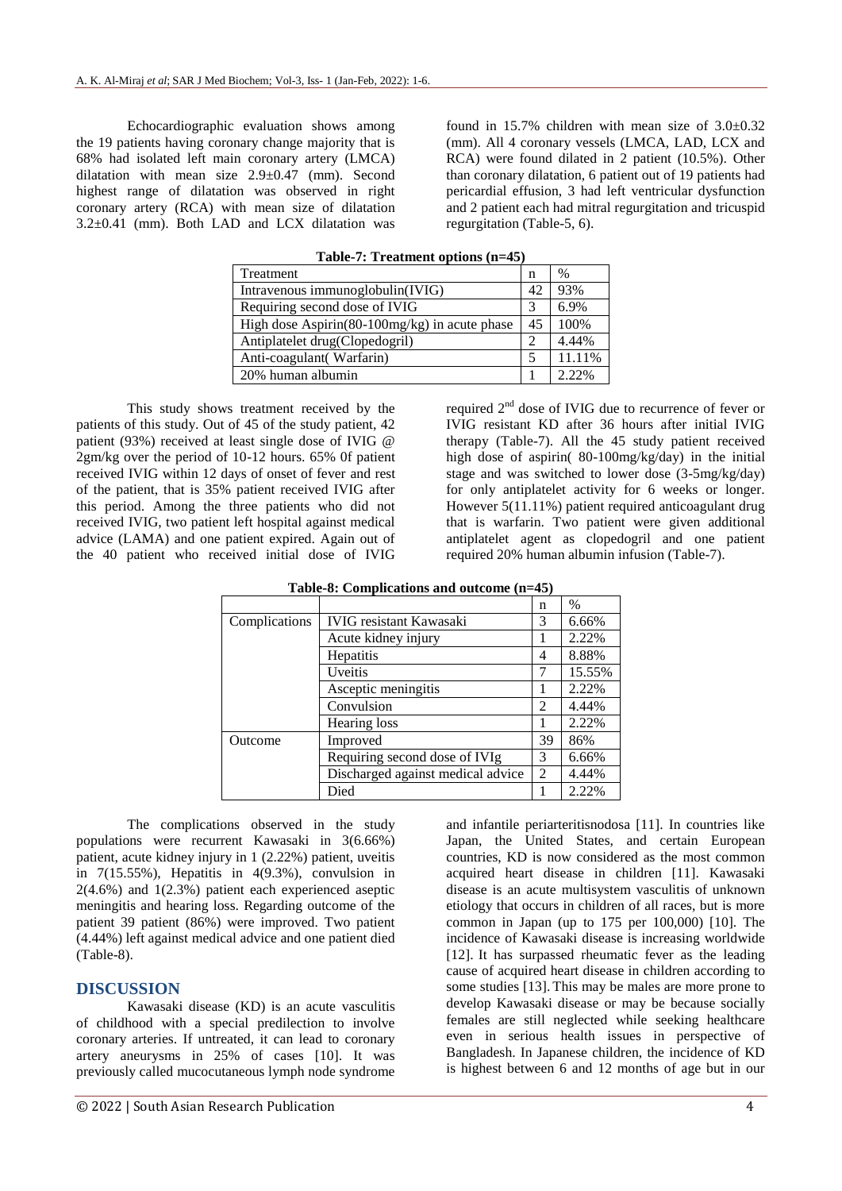Echocardiographic evaluation shows among the 19 patients having coronary change majority that is 68% had isolated left main coronary artery (LMCA) dilatation with mean size 2.9±0.47 (mm). Second highest range of dilatation was observed in right coronary artery (RCA) with mean size of dilatation 3.2±0.41 (mm). Both LAD and LCX dilatation was found in 15.7% children with mean size of 3.0±0.32 (mm). All 4 coronary vessels (LMCA, LAD, LCX and RCA) were found dilated in 2 patient (10.5%). Other than coronary dilatation, 6 patient out of 19 patients had pericardial effusion, 3 had left ventricular dysfunction and 2 patient each had mitral regurgitation and tricuspid regurgitation (Table-5, 6).

**Table-7: Treatment options (n=45)**

| Treatment | n | % |
|---|---|---|
| Intravenous immunoglobulin(IVIG) | 42 | 93% |
| Requiring second dose of IVIG | 3 | 6.9% |
| High dose Aspirin(80-100mg/kg) in acute phase | 45 | 100% |
| Antiplatelet drug(Clopedogril) | 2 | 4.44% |
| Anti-coagulant( Warfarin) | 5 | 11.11% |
| 20% human albumin | 1 | 2.22% |

This study shows treatment received by the patients of this study. Out of 45 of the study patient, 42 patient (93%) received at least single dose of IVIG @ 2gm/kg over the period of 10-12 hours. 65% 0f patient received IVIG within 12 days of onset of fever and rest of the patient, that is 35% patient received IVIG after this period. Among the three patients who did not received IVIG, two patient left hospital against medical advice (LAMA) and one patient expired. Again out of the 40 patient who received initial dose of IVIG required 2[nd] dose of IVIG due to recurrence of fever or IVIG resistant KD after 36 hours after initial IVIG therapy (Table-7). All the 45 study patient received high dose of aspirin( 80-100mg/kg/day) in the initial stage and was switched to lower dose (3-5mg/kg/day) for only antiplatelet activity for 6 weeks or longer. However 5(11.11%) patient required anticoagulant drug that is warfarin. Two patient were given additional antiplatelet agent as clopedogril and one patient required 20% human albumin infusion (Table-7).

**Table-8: Complications and outcome (n=45)**

| | | n | % |
|---|---|---|---|
| Complications | IVIG resistant Kawasaki | 3 | 6.66% |
| | Acute kidney injury | 1 | 2.22% |
| | Hepatitis | 4 | 8.88% |
| | Uveitis | 7 | 15.55% |
| | Asceptic meningitis | 1 | 2.22% |
| | Convulsion | 2 | 4.44% |
| | Hearing loss | 1 | 2.22% |
| Outcome | Improved | 39 | 86% |
| | Requiring second dose of IVIg | 3 | 6.66% |
| | Discharged against medical advice | 2 | 4.44% |
| | Died | 1 | 2.22% |

The complications observed in the study populations were recurrent Kawasaki in 3(6.66%) patient, acute kidney injury in 1 (2.22%) patient, uveitis in 7(15.55%), Hepatitis in 4(9.3%), convulsion in 2(4.6%) and 1(2.3%) patient each experienced aseptic meningitis and hearing loss. Regarding outcome of the patient 39 patient (86%) were improved. Two patient (4.44%) left against medical advice and one patient died (Table-8).

## DISCUSSION

Kawasaki disease (KD) is an acute vasculitis of childhood with a special predilection to involve coronary arteries. If untreated, it can lead to coronary artery aneurysms in 25% of cases [10]. It was previously called mucocutaneous lymph node syndrome and infantile periarteritisnodosa [11]. In countries like Japan, the United States, and certain European countries, KD is now considered as the most common acquired heart disease in children [11]. Kawasaki disease is an acute multisystem vasculitis of unknown etiology that occurs in children of all races, but is more common in Japan (up to 175 per 100,000) [10]. The incidence of Kawasaki disease is increasing worldwide [12]. It has surpassed rheumatic fever as the leading cause of acquired heart disease in children according to some studies [13]. This may be males are more prone to develop Kawasaki disease or may be because socially females are still neglected while seeking healthcare even in serious health issues in perspective of Bangladesh. In Japanese children, the incidence of KD is highest between 6 and 12 months of age but in our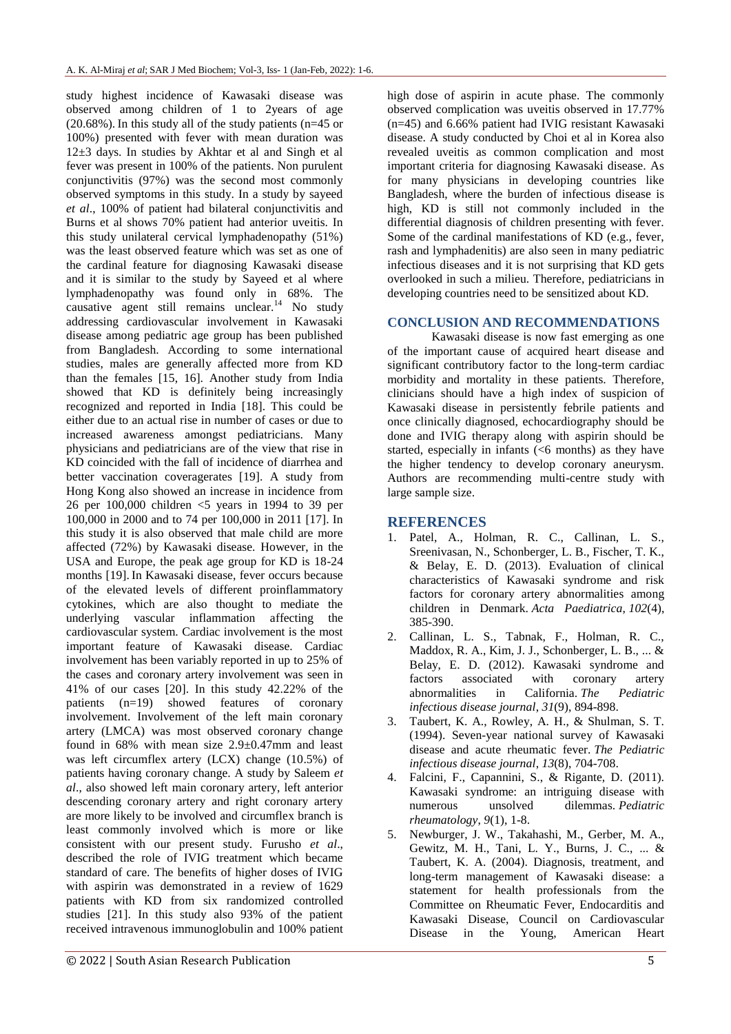study highest incidence of Kawasaki disease was observed among children of 1 to 2years of age (20.68%). In this study all of the study patients (n=45 or 100%) presented with fever with mean duration was 12±3 days. In studies by Akhtar et al and Singh et al fever was present in 100% of the patients. Non purulent conjunctivitis (97%) was the second most commonly observed symptoms in this study. In a study by sayeed *et al*., 100% of patient had bilateral conjunctivitis and Burns et al shows 70% patient had anterior uveitis. In this study unilateral cervical lymphadenopathy (51%) was the least observed feature which was set as one of the cardinal feature for diagnosing Kawasaki disease and it is similar to the study by Sayeed et al where lymphadenopathy was found only in 68%. The causative agent still remains unclear.[14] No study addressing cardiovascular involvement in Kawasaki disease among pediatric age group has been published from Bangladesh. According to some international studies, males are generally affected more from KD than the females [15, 16]. Another study from India showed that KD is definitely being increasingly recognized and reported in India [18]. This could be either due to an actual rise in number of cases or due to increased awareness amongst pediatricians. Many physicians and pediatricians are of the view that rise in KD coincided with the fall of incidence of diarrhea and better vaccination coveragerates [19]. A study from Hong Kong also showed an increase in incidence from 26 per 100,000 children <5 years in 1994 to 39 per 100,000 in 2000 and to 74 per 100,000 in 2011 [17]. In this study it is also observed that male child are more affected (72%) by Kawasaki disease. However, in the USA and Europe, the peak age group for KD is 18-24 months [19]. In Kawasaki disease, fever occurs because of the elevated levels of different proinflammatory cytokines, which are also thought to mediate the underlying vascular inflammation affecting the cardiovascular system. Cardiac involvement is the most important feature of Kawasaki disease. Cardiac involvement has been variably reported in up to 25% of the cases and coronary artery involvement was seen in 41% of our cases [20]. In this study 42.22% of the patients (n=19) showed features of coronary involvement. Involvement of the left main coronary artery (LMCA) was most observed coronary change found in 68% with mean size 2.9±0.47mm and least was left circumflex artery (LCX) change (10.5%) of patients having coronary change. A study by Saleem *et al*., also showed left main coronary artery, left anterior descending coronary artery and right coronary artery are more likely to be involved and circumflex branch is least commonly involved which is more or like consistent with our present study. Furusho *et al*., described the role of IVIG treatment which became standard of care. The benefits of higher doses of IVIG with aspirin was demonstrated in a review of 1629 patients with KD from six randomized controlled studies [21]. In this study also 93% of the patient received intravenous immunoglobulin and 100% patient high dose of aspirin in acute phase. The commonly observed complication was uveitis observed in 17.77% (n=45) and 6.66% patient had IVIG resistant Kawasaki disease. A study conducted by Choi et al in Korea also revealed uveitis as common complication and most important criteria for diagnosing Kawasaki disease. As for many physicians in developing countries like Bangladesh, where the burden of infectious disease is high, KD is still not commonly included in the differential diagnosis of children presenting with fever. Some of the cardinal manifestations of KD (e.g., fever, rash and lymphadenitis) are also seen in many pediatric infectious diseases and it is not surprising that KD gets overlooked in such a milieu. Therefore, pediatricians in developing countries need to be sensitized about KD.

## CONCLUSION AND RECOMMENDATIONS

Kawasaki disease is now fast emerging as one of the important cause of acquired heart disease and significant contributory factor to the long-term cardiac morbidity and mortality in these patients. Therefore, clinicians should have a high index of suspicion of Kawasaki disease in persistently febrile patients and once clinically diagnosed, echocardiography should be done and IVIG therapy along with aspirin should be started, especially in infants (<6 months) as they have the higher tendency to develop coronary aneurysm. Authors are recommending multi-centre study with large sample size.

## REFERENCES

1. Patel, A., Holman, R. C., Callinan, L. S., Sreenivasan, N., Schonberger, L. B., Fischer, T. K., & Belay, E. D. (2013). Evaluation of clinical characteristics of Kawasaki syndrome and risk factors for coronary artery abnormalities among children in Denmark. *Acta Paediatrica*, *102*(4), 385-390.
2. Callinan, L. S., Tabnak, F., Holman, R. C., Maddox, R. A., Kim, J. J., Schonberger, L. B., ... & Belay, E. D. (2012). Kawasaki syndrome and factors associated with coronary artery abnormalities in California. *The Pediatric infectious disease journal*, *31*(9), 894-898.
3. Taubert, K. A., Rowley, A. H., & Shulman, S. T. (1994). Seven-year national survey of Kawasaki disease and acute rheumatic fever. *The Pediatric infectious disease journal*, *13*(8), 704-708.
4. Falcini, F., Capannini, S., & Rigante, D. (2011). Kawasaki syndrome: an intriguing disease with numerous unsolved dilemmas. *Pediatric rheumatology*, *9*(1), 1-8.
5. Newburger, J. W., Takahashi, M., Gerber, M. A., Gewitz, M. H., Tani, L. Y., Burns, J. C., ... & Taubert, K. A. (2004). Diagnosis, treatment, and long-term management of Kawasaki disease: a statement for health professionals from the Committee on Rheumatic Fever, Endocarditis and Kawasaki Disease, Council on Cardiovascular Disease in the Young, American Heart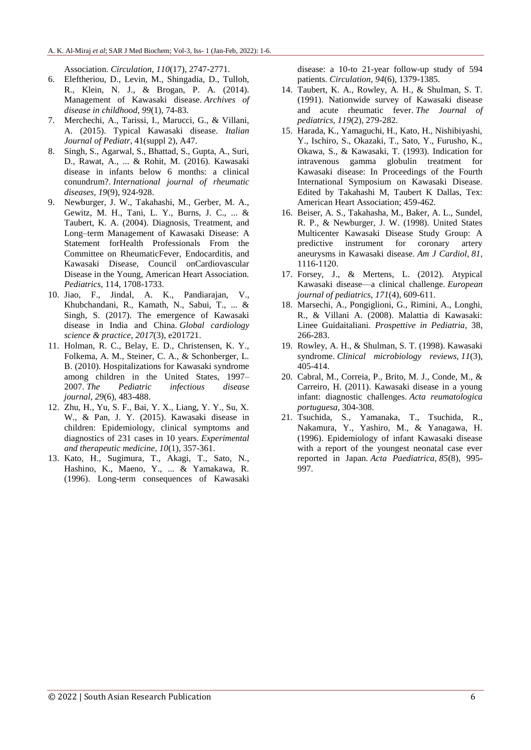Association. *Circulation*, *110*(17), 2747-2771.

6. Eleftheriou, D., Levin, M., Shingadia, D., Tulloh, R., Klein, N. J., & Brogan, P. A. (2014). Management of Kawasaki disease. *Archives of disease in childhood*, *99*(1), 74-83.
7. Merchechi, A., Tarissi, I., Marucci, G., & Villani, A. (2015). Typical Kawasaki disease. *Italian Journal of Pediatr*, 41(suppl 2), A47.
8. Singh, S., Agarwal, S., Bhattad, S., Gupta, A., Suri, D., Rawat, A., ... & Rohit, M. (2016). Kawasaki disease in infants below 6 months: a clinical conundrum?. *International journal of rheumatic diseases*, *19*(9), 924-928.
9. Newburger, J. W., Takahashi, M., Gerber, M. A., Gewitz, M. H., Tani, L. Y., Burns, J. C., ... & Taubert, K. A. (2004). Diagnosis, Treatment, and Long–term Management of Kawasaki Disease: A Statement forHealth Professionals From the Committee on RheumaticFever, Endocarditis, and Kawasaki Disease, Council onCardiovascular Disease in the Young, American Heart Association. *Pediatrics*, 114, 1708-1733.
10. Jiao, F., Jindal, A. K., Pandiarajan, V., Khubchandani, R., Kamath, N., Sabui, T., ... & Singh, S. (2017). The emergence of Kawasaki disease in India and China. *Global cardiology science & practice*, *2017*(3), e201721.
11. Holman, R. C., Belay, E. D., Christensen, K. Y., Folkema, A. M., Steiner, C. A., & Schonberger, L. B. (2010). Hospitalizations for Kawasaki syndrome among children in the United States, 1997–2007. *The Pediatric infectious disease journal*, *29*(6), 483-488.
12. Zhu, H., Yu, S. F., Bai, Y. X., Liang, Y. Y., Su, X. W., & Pan, J. Y. (2015). Kawasaki disease in children: Epidemiology, clinical symptoms and diagnostics of 231 cases in 10 years. *Experimental and therapeutic medicine*, *10*(1), 357-361.
13. Kato, H., Sugimura, T., Akagi, T., Sato, N., Hashino, K., Maeno, Y., ... & Yamakawa, R. (1996). Long-term consequences of Kawasaki disease: a 10-to 21-year follow-up study of 594 patients. *Circulation*, *94*(6), 1379-1385.
14. Taubert, K. A., Rowley, A. H., & Shulman, S. T. (1991). Nationwide survey of Kawasaki disease and acute rheumatic fever. *The Journal of pediatrics*, *119*(2), 279-282.
15. Harada, K., Yamaguchi, H., Kato, H., Nishibiyashi, Y., Ischiro, S., Okazaki, T., Sato, Y., Furusho, K., Okawa, S., & Kawasaki, T. (1993). Indication for intravenous gamma globulin treatment for Kawasaki disease: In Proceedings of the Fourth International Symposium on Kawasaki Disease. Edited by Takahashi M, Taubert K Dallas, Tex: American Heart Association; 459-462.
16. Beiser, A. S., Takahasha, M., Baker, A. L., Sundel, R. P., & Newburger, J. W. (1998). United States Multicenter Kawasaki Disease Study Group: A predictive instrument for coronary artery aneurysms in Kawasaki disease. *Am J Cardiol*, *81*, 1116-1120.
17. Forsey, J., & Mertens, L. (2012). Atypical Kawasaki disease—a clinical challenge. *European journal of pediatrics*, *171*(4), 609-611.
18. Marsechi, A., Pongiglioni, G., Rimini, A., Longhi, R., & Villani A. (2008). Malattia di Kawasaki: Linee Guidaitaliani. *Prospettive in Pediatria*, 38, 266-283.
19. Rowley, A. H., & Shulman, S. T. (1998). Kawasaki syndrome. *Clinical microbiology reviews*, *11*(3), 405-414.
20. Cabral, M., Correia, P., Brito, M. J., Conde, M., & Carreiro, H. (2011). Kawasaki disease in a young infant: diagnostic challenges. *Acta reumatologica portuguesa*, 304-308.
21. Tsuchida, S., Yamanaka, T., Tsuchida, R., Nakamura, Y., Yashiro, M., & Yanagawa, H. (1996). Epidemiology of infant Kawasaki disease with a report of the youngest neonatal case ever reported in Japan. *Acta Paediatrica*, *85*(8), 995-997.